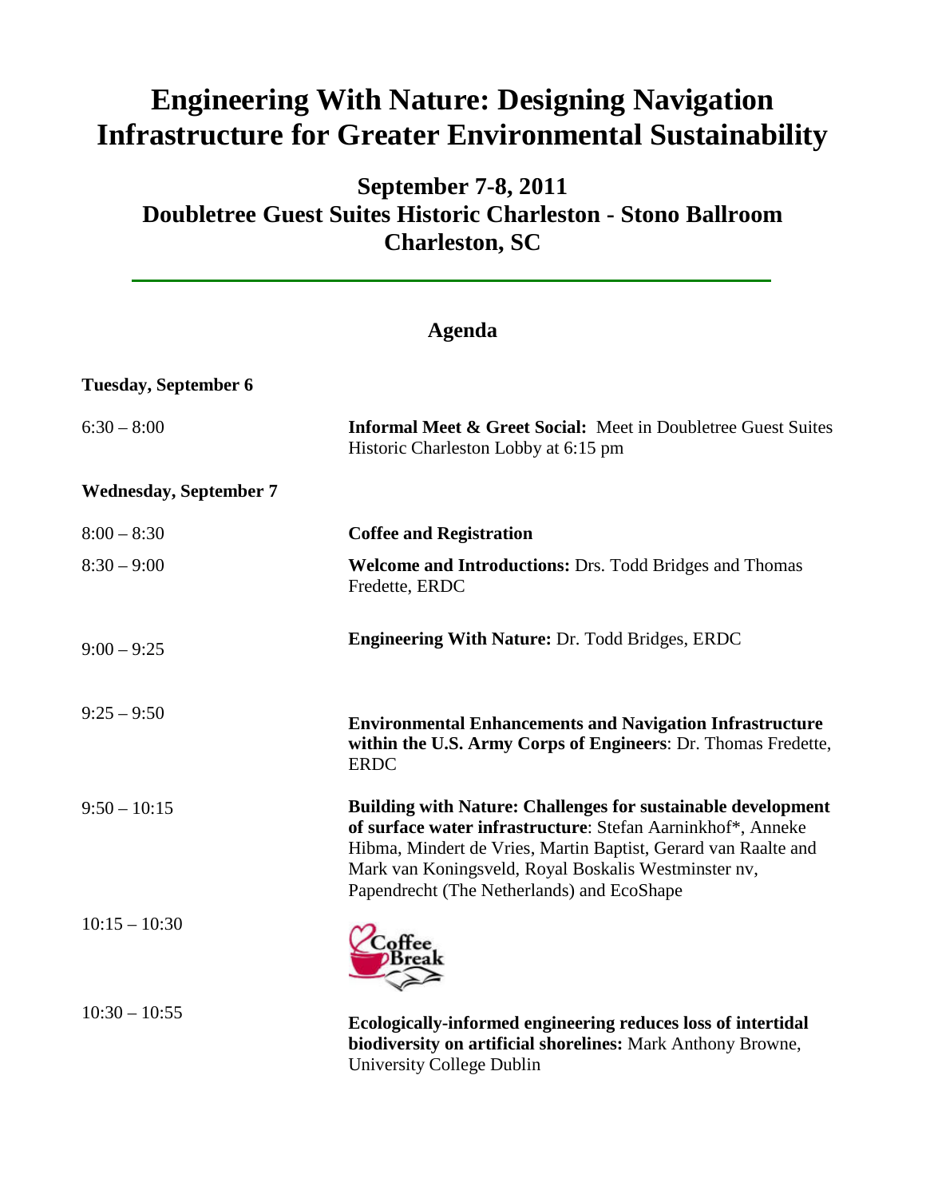# Engineering With Nature: Designing Navigation Infrastructure for Greater Environmental Sustainability

## September 7-8, 2011
## Doubletree Guest Suites Historic Charleston - Stono Ballroom
## Charleston, SC

---

### Agenda

**Tuesday, September 6**

| | |
|---|---|
| 6:30 – 8:00 | **Informal Meet & Greet Social:** Meet in Doubletree Guest Suites Historic Charleston Lobby at 6:15 pm |

**Wednesday, September 7**

| | |
|---|---|
| 8:00 – 8:30 | **Coffee and Registration** |
| 8:30 – 9:00 | **Welcome and Introductions:** Drs. Todd Bridges and Thomas Fredette, ERDC |
| 9:00 – 9:25 | **Engineering With Nature:** Dr. Todd Bridges, ERDC |
| 9:25 – 9:50 | **Environmental Enhancements and Navigation Infrastructure within the U.S. Army Corps of Engineers**: Dr. Thomas Fredette, ERDC |
| 9:50 – 10:15 | **Building with Nature: Challenges for sustainable development of surface water infrastructure**: Stefan Aarninkhof*, Anneke Hibma, Mindert de Vries, Martin Baptist, Gerard van Raalte and Mark van Koningsveld, Royal Boskalis Westminster nv, Papendrecht (The Netherlands) and EcoShape |
| 10:15 – 10:30 | Coffee Break |
| 10:30 – 10:55 | **Ecologically-informed engineering reduces loss of intertidal biodiversity on artificial shorelines:** Mark Anthony Browne, University College Dublin |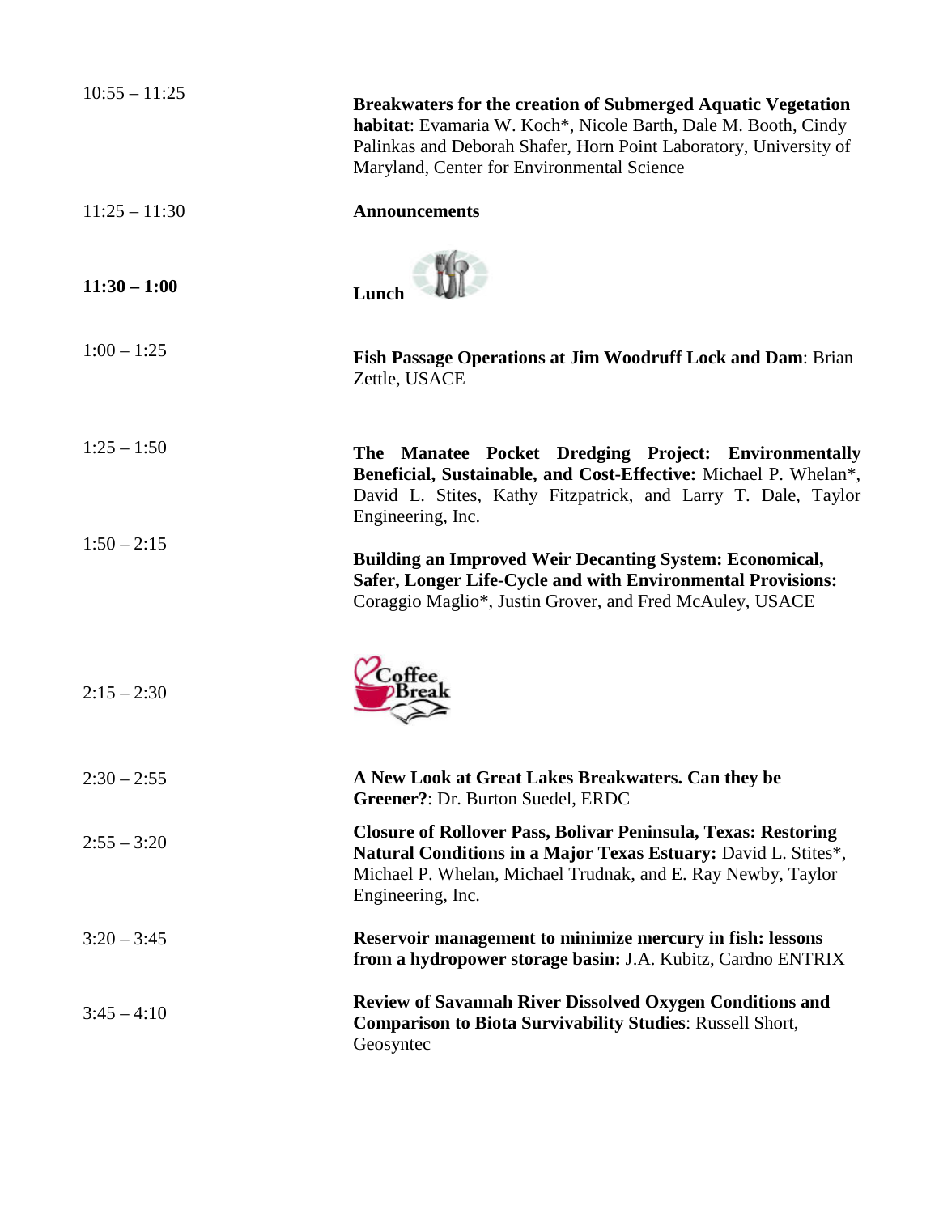| | |
|---|---|
| 10:55 – 11:25 | **Breakwaters for the creation of Submerged Aquatic Vegetation habitat**: Evamaria W. Koch*, Nicole Barth, Dale M. Booth, Cindy Palinkas and Deborah Shafer, Horn Point Laboratory, University of Maryland, Center for Environmental Science |
| 11:25 – 11:30 | **Announcements** |
| **11:30 – 1:00** | **Lunch** |
| 1:00 – 1:25 | **Fish Passage Operations at Jim Woodruff Lock and Dam**: Brian Zettle, USACE |
| 1:25 – 1:50 | **The Manatee Pocket Dredging Project: Environmentally Beneficial, Sustainable, and Cost-Effective:** Michael P. Whelan*, David L. Stites, Kathy Fitzpatrick, and Larry T. Dale, Taylor Engineering, Inc. |
| 1:50 – 2:15 | **Building an Improved Weir Decanting System: Economical, Safer, Longer Life-Cycle and with Environmental Provisions:** Coraggio Maglio*, Justin Grover, and Fred McAuley, USACE |
| 2:15 – 2:30 | Coffee Break |
| 2:30 – 2:55 | **A New Look at Great Lakes Breakwaters. Can they be Greener?**: Dr. Burton Suedel, ERDC |
| 2:55 – 3:20 | **Closure of Rollover Pass, Bolivar Peninsula, Texas: Restoring Natural Conditions in a Major Texas Estuary:** David L. Stites*, Michael P. Whelan, Michael Trudnak, and E. Ray Newby, Taylor Engineering, Inc. |
| 3:20 – 3:45 | **Reservoir management to minimize mercury in fish: lessons from a hydropower storage basin:** J.A. Kubitz, Cardno ENTRIX |
| 3:45 – 4:10 | **Review of Savannah River Dissolved Oxygen Conditions and Comparison to Biota Survivability Studies**: Russell Short, Geosyntec |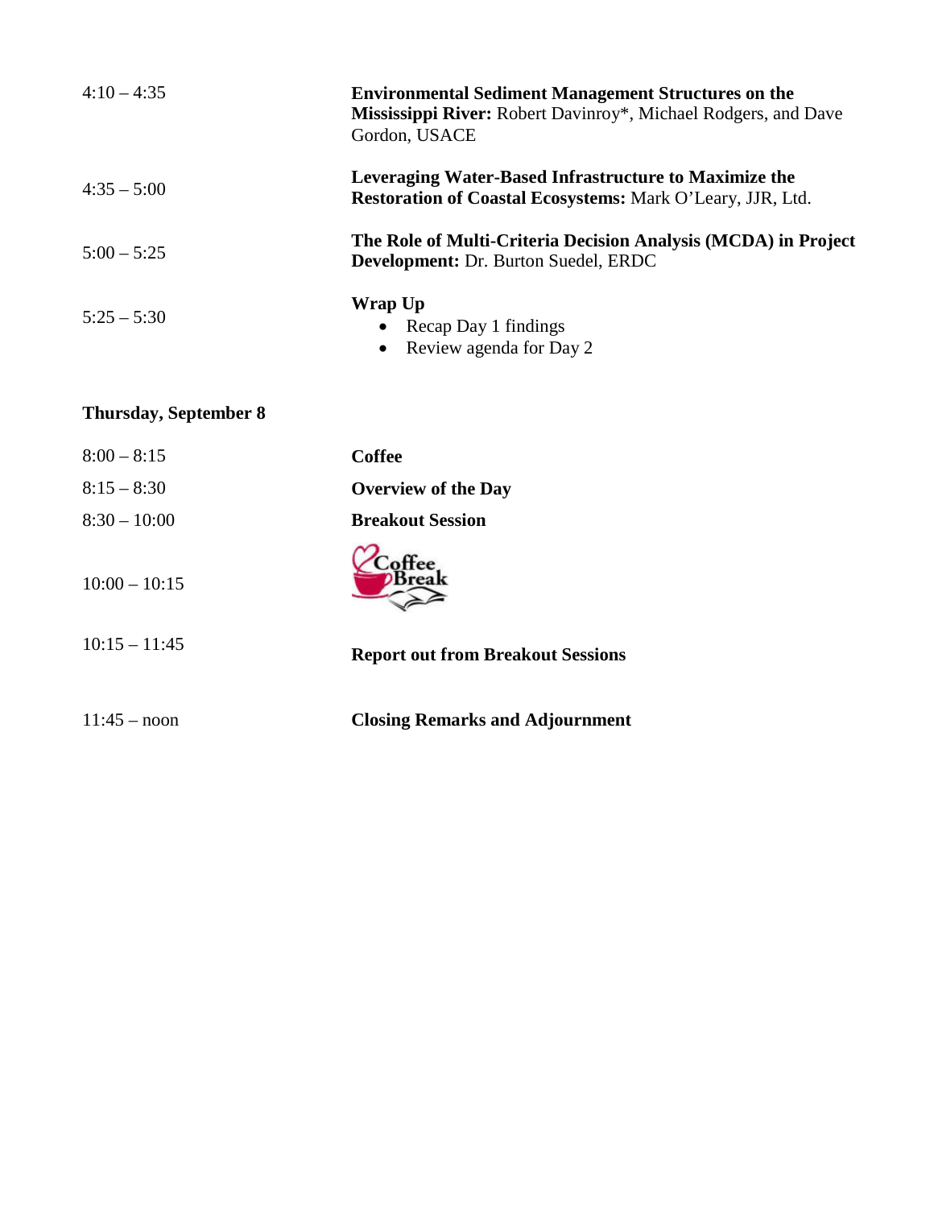| | |
|---|---|
| 4:10 – 4:35 | **Environmental Sediment Management Structures on the Mississippi River:** Robert Davinroy*, Michael Rodgers, and Dave Gordon, USACE |
| 4:35 – 5:00 | **Leveraging Water-Based Infrastructure to Maximize the Restoration of Coastal Ecosystems:** Mark O'Leary, JJR, Ltd. |
| 5:00 – 5:25 | **The Role of Multi-Criteria Decision Analysis (MCDA) in Project Development:** Dr. Burton Suedel, ERDC |
| 5:25 – 5:30 | **Wrap Up**<br>• Recap Day 1 findings<br>• Review agenda for Day 2 |

**Thursday, September 8**

| | |
|---|---|
| 8:00 – 8:15 | **Coffee** |
| 8:15 – 8:30 | **Overview of the Day** |
| 8:30 – 10:00 | **Breakout Session** |
| 10:00 – 10:15 | Coffee Break |
| 10:15 – 11:45 | **Report out from Breakout Sessions** |
| 11:45 – noon | **Closing Remarks and Adjournment** |